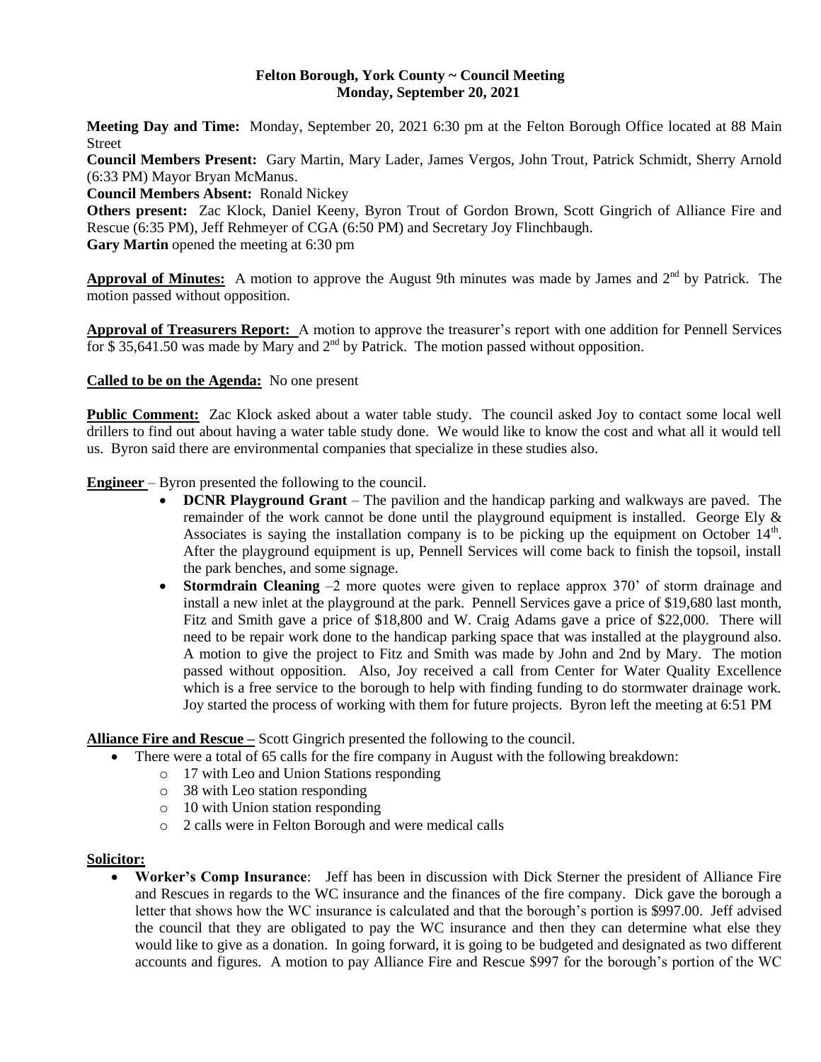**Felton Borough, York County ~ Council Meeting**
**Monday, September 20, 2021**

**Meeting Day and Time:** Monday, September 20, 2021 6:30 pm at the Felton Borough Office located at 88 Main Street

**Council Members Present:** Gary Martin, Mary Lader, James Vergos, John Trout, Patrick Schmidt, Sherry Arnold (6:33 PM) Mayor Bryan McManus.

**Council Members Absent:** Ronald Nickey

**Others present:** Zac Klock, Daniel Keeny, Byron Trout of Gordon Brown, Scott Gingrich of Alliance Fire and Rescue (6:35 PM), Jeff Rehmeyer of CGA (6:50 PM) and Secretary Joy Flinchbaugh.

**Gary Martin** opened the meeting at 6:30 pm

**Approval of Minutes:** A motion to approve the August 9th minutes was made by James and 2nd by Patrick. The motion passed without opposition.

**Approval of Treasurers Report:** A motion to approve the treasurer's report with one addition for Pennell Services for $ 35,641.50 was made by Mary and 2nd by Patrick. The motion passed without opposition.

**Called to be on the Agenda:** No one present

**Public Comment:** Zac Klock asked about a water table study. The council asked Joy to contact some local well drillers to find out about having a water table study done. We would like to know the cost and what all it would tell us. Byron said there are environmental companies that specialize in these studies also.

**Engineer** – Byron presented the following to the council.

- **DCNR Playground Grant** – The pavilion and the handicap parking and walkways are paved. The remainder of the work cannot be done until the playground equipment is installed. George Ely & Associates is saying the installation company is to be picking up the equipment on October 14th. After the playground equipment is up, Pennell Services will come back to finish the topsoil, install the park benches, and some signage.
- **Stormdrain Cleaning** –2 more quotes were given to replace approx 370' of storm drainage and install a new inlet at the playground at the park. Pennell Services gave a price of $19,680 last month, Fitz and Smith gave a price of $18,800 and W. Craig Adams gave a price of $22,000. There will need to be repair work done to the handicap parking space that was installed at the playground also. A motion to give the project to Fitz and Smith was made by John and 2nd by Mary. The motion passed without opposition. Also, Joy received a call from Center for Water Quality Excellence which is a free service to the borough to help with finding funding to do stormwater drainage work. Joy started the process of working with them for future projects. Byron left the meeting at 6:51 PM

**Alliance Fire and Rescue –** Scott Gingrich presented the following to the council.

- There were a total of 65 calls for the fire company in August with the following breakdown:
  - 17 with Leo and Union Stations responding
  - 38 with Leo station responding
  - 10 with Union station responding
  - 2 calls were in Felton Borough and were medical calls

**Solicitor:**

- **Worker's Comp Insurance**: Jeff has been in discussion with Dick Sterner the president of Alliance Fire and Rescues in regards to the WC insurance and the finances of the fire company. Dick gave the borough a letter that shows how the WC insurance is calculated and that the borough's portion is $997.00. Jeff advised the council that they are obligated to pay the WC insurance and then they can determine what else they would like to give as a donation. In going forward, it is going to be budgeted and designated as two different accounts and figures. A motion to pay Alliance Fire and Rescue $997 for the borough's portion of the WC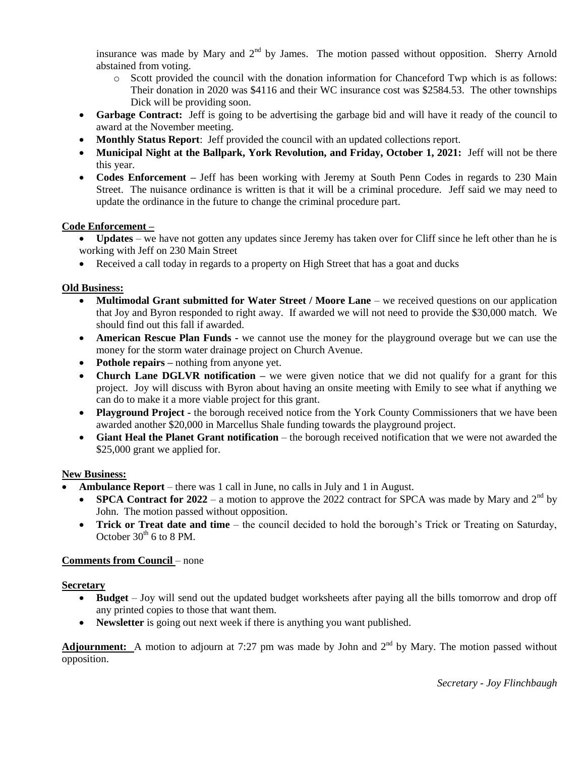insurance was made by Mary and 2nd by James. The motion passed without opposition. Sherry Arnold abstained from voting.

  - Scott provided the council with the donation information for Chanceford Twp which is as follows: Their donation in 2020 was $4116 and their WC insurance cost was $2584.53. The other townships Dick will be providing soon.

- **Garbage Contract:** Jeff is going to be advertising the garbage bid and will have it ready of the council to award at the November meeting.
- **Monthly Status Report**: Jeff provided the council with an updated collections report.
- **Municipal Night at the Ballpark, York Revolution, and Friday, October 1, 2021:** Jeff will not be there this year.
- **Codes Enforcement –** Jeff has been working with Jeremy at South Penn Codes in regards to 230 Main Street. The nuisance ordinance is written is that it will be a criminal procedure. Jeff said we may need to update the ordinance in the future to change the criminal procedure part.

**Code Enforcement –**

- **Updates** – we have not gotten any updates since Jeremy has taken over for Cliff since he left other than he is working with Jeff on 230 Main Street
- Received a call today in regards to a property on High Street that has a goat and ducks

**Old Business:**

- **Multimodal Grant submitted for Water Street / Moore Lane** – we received questions on our application that Joy and Byron responded to right away. If awarded we will not need to provide the $30,000 match. We should find out this fall if awarded.
- **American Rescue Plan Funds -** we cannot use the money for the playground overage but we can use the money for the storm water drainage project on Church Avenue.
- **Pothole repairs –** nothing from anyone yet.
- **Church Lane DGLVR notification –** we were given notice that we did not qualify for a grant for this project. Joy will discuss with Byron about having an onsite meeting with Emily to see what if anything we can do to make it a more viable project for this grant.
- **Playground Project -** the borough received notice from the York County Commissioners that we have been awarded another $20,000 in Marcellus Shale funding towards the playground project.
- **Giant Heal the Planet Grant notification** – the borough received notification that we were not awarded the $25,000 grant we applied for.

**New Business:**

- **Ambulance Report** – there was 1 call in June, no calls in July and 1 in August.
  - **SPCA Contract for 2022** – a motion to approve the 2022 contract for SPCA was made by Mary and 2nd by John. The motion passed without opposition.
  - **Trick or Treat date and time** – the council decided to hold the borough's Trick or Treating on Saturday, October 30th 6 to 8 PM.

**Comments from Council** – none

**Secretary**

- **Budget** – Joy will send out the updated budget worksheets after paying all the bills tomorrow and drop off any printed copies to those that want them.
- **Newsletter** is going out next week if there is anything you want published.

**Adjournment:** A motion to adjourn at 7:27 pm was made by John and 2nd by Mary. The motion passed without opposition.

*Secretary - Joy Flinchbaugh*